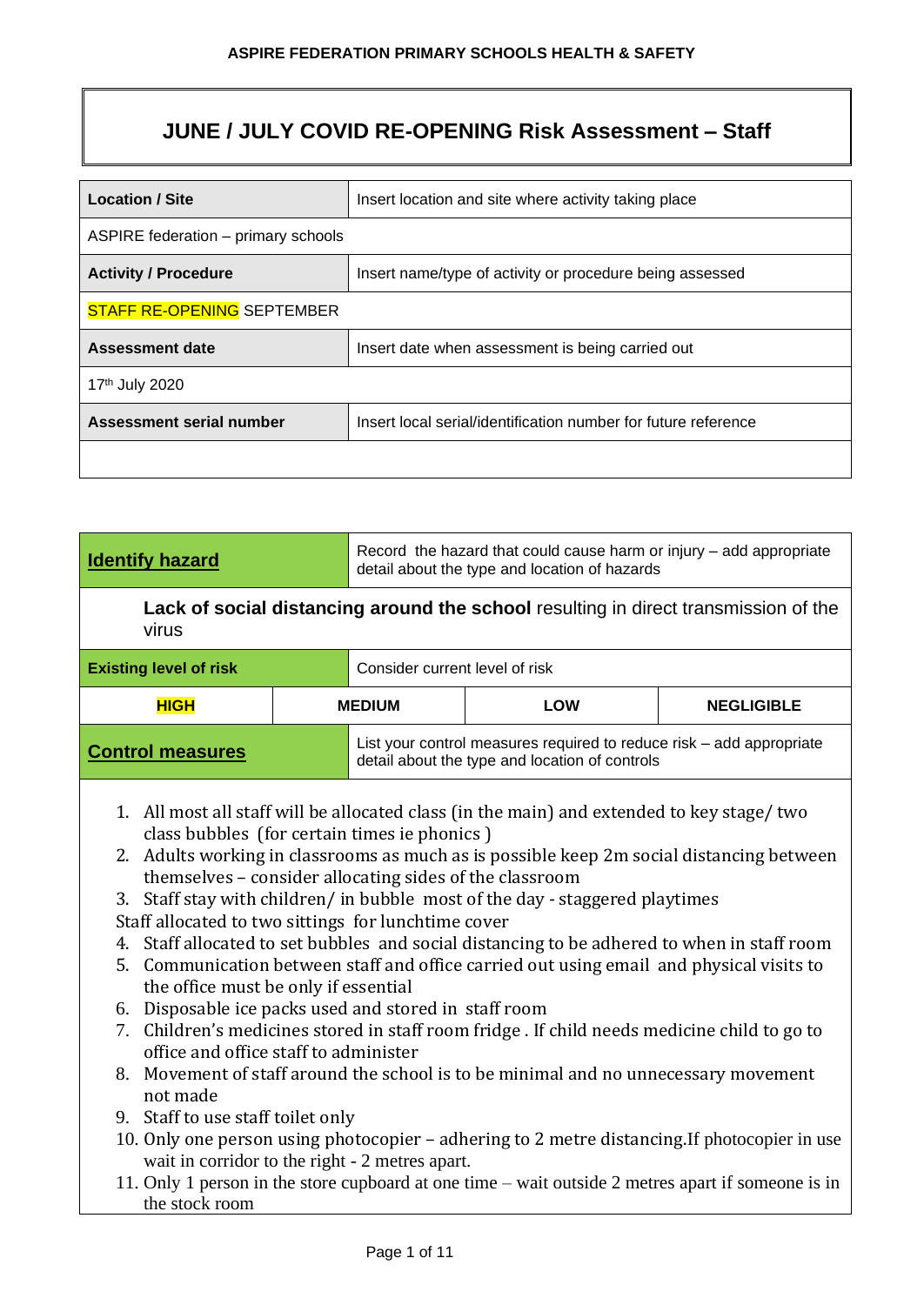ASPIRE FEDERATION PRIMARY SCHOOLS HEALTH & SAFETY

# JUNE / JULY COVID RE-OPENING Risk Assessment – Staff

| **Location / Site** | Insert location and site where activity taking place |
|---|---|
| ASPIRE federation – primary schools | |
| **Activity / Procedure** | Insert name/type of activity or procedure being assessed |
| STAFF RE-OPENING SEPTEMBER | |
| **Assessment date** | Insert date when assessment is being carried out |
| 17th July 2020 | |
| **Assessment serial number** | Insert local serial/identification number for future reference |
| | |

| **Identify hazard** | | Record the hazard that could cause harm or injury – add appropriate detail about the type and location of hazards | |
|---|---|---|---|
| **Lack of social distancing around the school** resulting in direct transmission of the virus | | | |
| **Existing level of risk** | | Consider current level of risk | |
| **HIGH** | **MEDIUM** | **LOW** | **NEGLIGIBLE** |
| **Control measures** | | List your control measures required to reduce risk – add appropriate detail about the type and location of controls | |

1. All most all staff will be allocated class (in the main) and extended to key stage/ two class bubbles (for certain times ie phonics )
2. Adults working in classrooms as much as is possible keep 2m social distancing between themselves – consider allocating sides of the classroom
3. Staff stay with children/ in bubble most of the day - staggered playtimes

Staff allocated to two sittings for lunchtime cover

4. Staff allocated to set bubbles and social distancing to be adhered to when in staff room
5. Communication between staff and office carried out using email and physical visits to the office must be only if essential
6. Disposable ice packs used and stored in staff room
7. Children's medicines stored in staff room fridge . If child needs medicine child to go to office and office staff to administer
8. Movement of staff around the school is to be minimal and no unnecessary movement not made
9. Staff to use staff toilet only
10. Only one person using photocopier – adhering to 2 metre distancing.If photocopier in use wait in corridor to the right - 2 metres apart.
11. Only 1 person in the store cupboard at one time – wait outside 2 metres apart if someone is in the stock room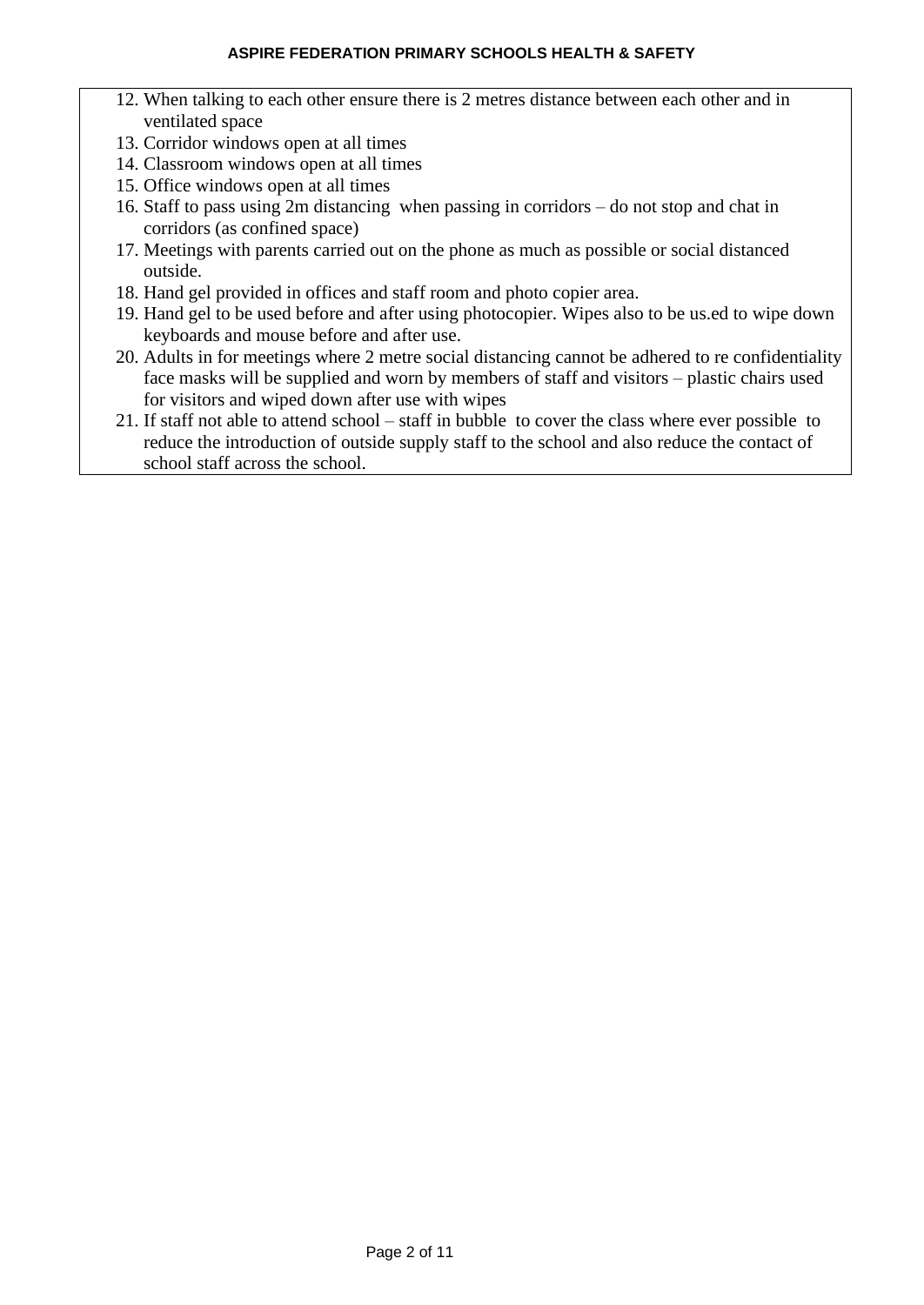12. When talking to each other ensure there is 2 metres distance between each other and in ventilated space
13. Corridor windows open at all times
14. Classroom windows open at all times
15. Office windows open at all times
16. Staff to pass using 2m distancing when passing in corridors – do not stop and chat in corridors (as confined space)
17. Meetings with parents carried out on the phone as much as possible or social distanced outside.
18. Hand gel provided in offices and staff room and photo copier area.
19. Hand gel to be used before and after using photocopier. Wipes also to be us.ed to wipe down keyboards and mouse before and after use.
20. Adults in for meetings where 2 metre social distancing cannot be adhered to re confidentiality face masks will be supplied and worn by members of staff and visitors – plastic chairs used for visitors and wiped down after use with wipes
21. If staff not able to attend school – staff in bubble to cover the class where ever possible to reduce the introduction of outside supply staff to the school and also reduce the contact of school staff across the school.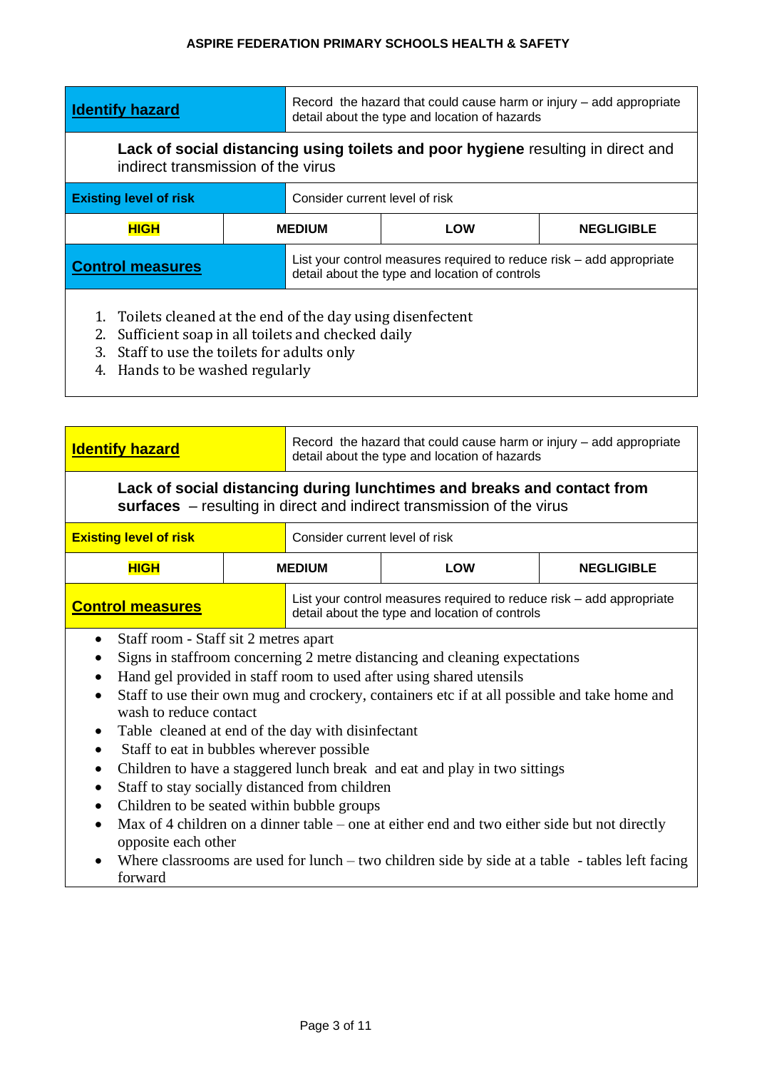| **Identify hazard** | Record the hazard that could cause harm or injury – add appropriate detail about the type and location of hazards | | |
|---|---|---|---|
| **Lack of social distancing using toilets and poor hygiene** resulting in direct and indirect transmission of the virus | | | |
| **Existing level of risk** | Consider current level of risk | | |
| **HIGH** | **MEDIUM** | **LOW** | **NEGLIGIBLE** |
| **Control measures** | List your control measures required to reduce risk – add appropriate detail about the type and location of controls | | |
| 1. Toilets cleaned at the end of the day using disenfectent<br>2. Sufficient soap in all toilets and checked daily<br>3. Staff to use the toilets for adults only<br>4. Hands to be washed regularly | | | |

| **Identify hazard** | Record the hazard that could cause harm or injury – add appropriate detail about the type and location of hazards | | |
|---|---|---|---|
| **Lack of social distancing during lunchtimes and breaks and contact from surfaces** – resulting in direct and indirect transmission of the virus | | | |
| **Existing level of risk** | Consider current level of risk | | |
| **HIGH** | **MEDIUM** | **LOW** | **NEGLIGIBLE** |
| **Control measures** | List your control measures required to reduce risk – add appropriate detail about the type and location of controls | | |
| • Staff room - Staff sit 2 metres apart<br>• Signs in staffroom concerning 2 metre distancing and cleaning expectations<br>• Hand gel provided in staff room to used after using shared utensils<br>• Staff to use their own mug and crockery, containers etc if at all possible and take home and wash to reduce contact<br>• Table cleaned at end of the day with disinfectant<br>• Staff to eat in bubbles wherever possible<br>• Children to have a staggered lunch break and eat and play in two sittings<br>• Staff to stay socially distanced from children<br>• Children to be seated within bubble groups<br>• Max of 4 children on a dinner table – one at either end and two either side but not directly opposite each other<br>• Where classrooms are used for lunch – two children side by side at a table - tables left facing forward | | | |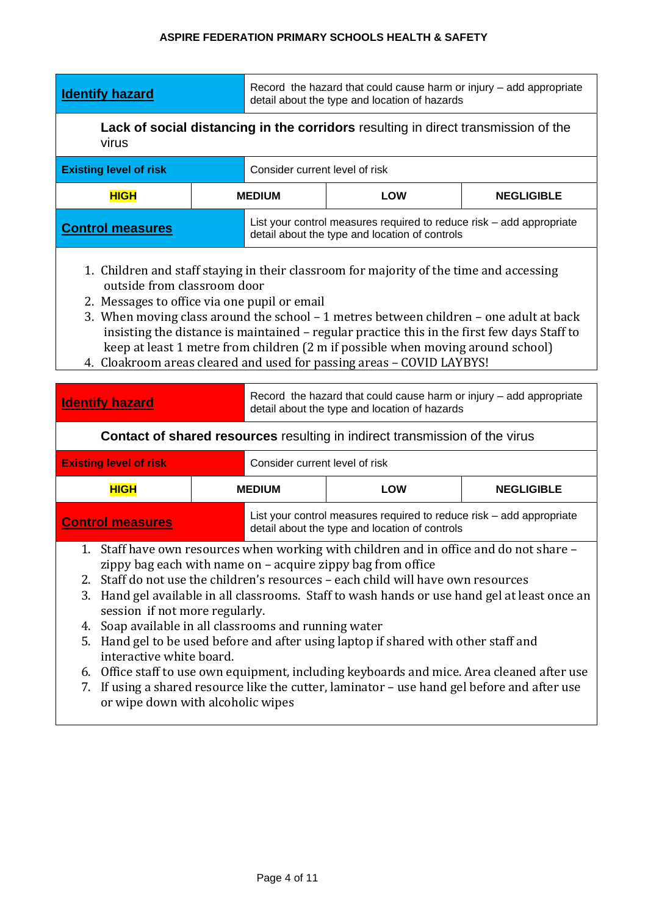| | | | |
|---|---|---|---|
| **Identify hazard** | | Record the hazard that could cause harm or injury – add appropriate detail about the type and location of hazards | |
| **Lack of social distancing in the corridors** resulting in direct transmission of the virus | | | |
| **Existing level of risk** | | Consider current level of risk | |
| **HIGH** | **MEDIUM** | **LOW** | **NEGLIGIBLE** |
| **Control measures** | | List your control measures required to reduce risk – add appropriate detail about the type and location of controls | |

1. Children and staff staying in their classroom for majority of the time and accessing outside from classroom door
2. Messages to office via one pupil or email
3. When moving class around the school – 1 metres between children – one adult at back insisting the distance is maintained – regular practice this in the first few days Staff to keep at least 1 metre from children (2 m if possible when moving around school)
4. Cloakroom areas cleared and used for passing areas – COVID LAYBYS!

| | | | |
|---|---|---|---|
| **Identify hazard** | | Record the hazard that could cause harm or injury – add appropriate detail about the type and location of hazards | |
| **Contact of shared resources** resulting in indirect transmission of the virus | | | |
| **Existing level of risk** | | Consider current level of risk | |
| **HIGH** | **MEDIUM** | **LOW** | **NEGLIGIBLE** |
| **Control measures** | | List your control measures required to reduce risk – add appropriate detail about the type and location of controls | |

1. Staff have own resources when working with children and in office and do not share – zippy bag each with name on – acquire zippy bag from office
2. Staff do not use the children's resources – each child will have own resources
3. Hand gel available in all classrooms. Staff to wash hands or use hand gel at least once an session if not more regularly.
4. Soap available in all classrooms and running water
5. Hand gel to be used before and after using laptop if shared with other staff and interactive white board.
6. Office staff to use own equipment, including keyboards and mice. Area cleaned after use
7. If using a shared resource like the cutter, laminator – use hand gel before and after use or wipe down with alcoholic wipes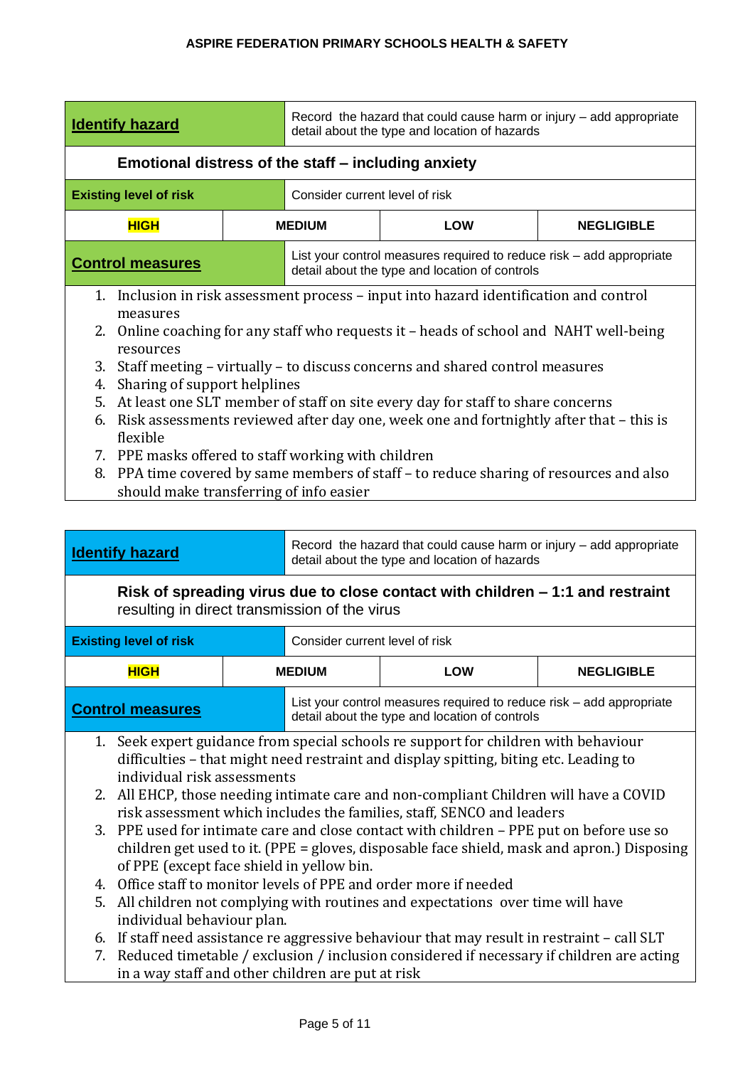| | | | |
|---|---|---|---|
| **Identify hazard** | | Record the hazard that could cause harm or injury – add appropriate detail about the type and location of hazards | |
| **Emotional distress of the staff – including anxiety** | | | |
| **Existing level of risk** | | Consider current level of risk | |
| **HIGH** | **MEDIUM** | **LOW** | **NEGLIGIBLE** |
| **Control measures** | | List your control measures required to reduce risk – add appropriate detail about the type and location of controls | |

1. Inclusion in risk assessment process – input into hazard identification and control measures
2. Online coaching for any staff who requests it – heads of school and NAHT well-being resources
3. Staff meeting – virtually – to discuss concerns and shared control measures
4. Sharing of support helplines
5. At least one SLT member of staff on site every day for staff to share concerns
6. Risk assessments reviewed after day one, week one and fortnightly after that – this is flexible
7. PPE masks offered to staff working with children
8. PPA time covered by same members of staff – to reduce sharing of resources and also should make transferring of info easier

| | | | |
|---|---|---|---|
| **Identify hazard** | | Record the hazard that could cause harm or injury – add appropriate detail about the type and location of hazards | |
| **Risk of spreading virus due to close contact with children – 1:1 and restraint** resulting in direct transmission of the virus | | | |
| **Existing level of risk** | | Consider current level of risk | |
| **HIGH** | **MEDIUM** | **LOW** | **NEGLIGIBLE** |
| **Control measures** | | List your control measures required to reduce risk – add appropriate detail about the type and location of controls | |

1. Seek expert guidance from special schools re support for children with behaviour difficulties – that might need restraint and display spitting, biting etc. Leading to individual risk assessments
2. All EHCP, those needing intimate care and non-compliant Children will have a COVID risk assessment which includes the families, staff, SENCO and leaders
3. PPE used for intimate care and close contact with children – PPE put on before use so children get used to it. (PPE = gloves, disposable face shield, mask and apron.) Disposing of PPE (except face shield in yellow bin.
4. Office staff to monitor levels of PPE and order more if needed
5. All children not complying with routines and expectations over time will have individual behaviour plan.
6. If staff need assistance re aggressive behaviour that may result in restraint – call SLT
7. Reduced timetable / exclusion / inclusion considered if necessary if children are acting in a way staff and other children are put at risk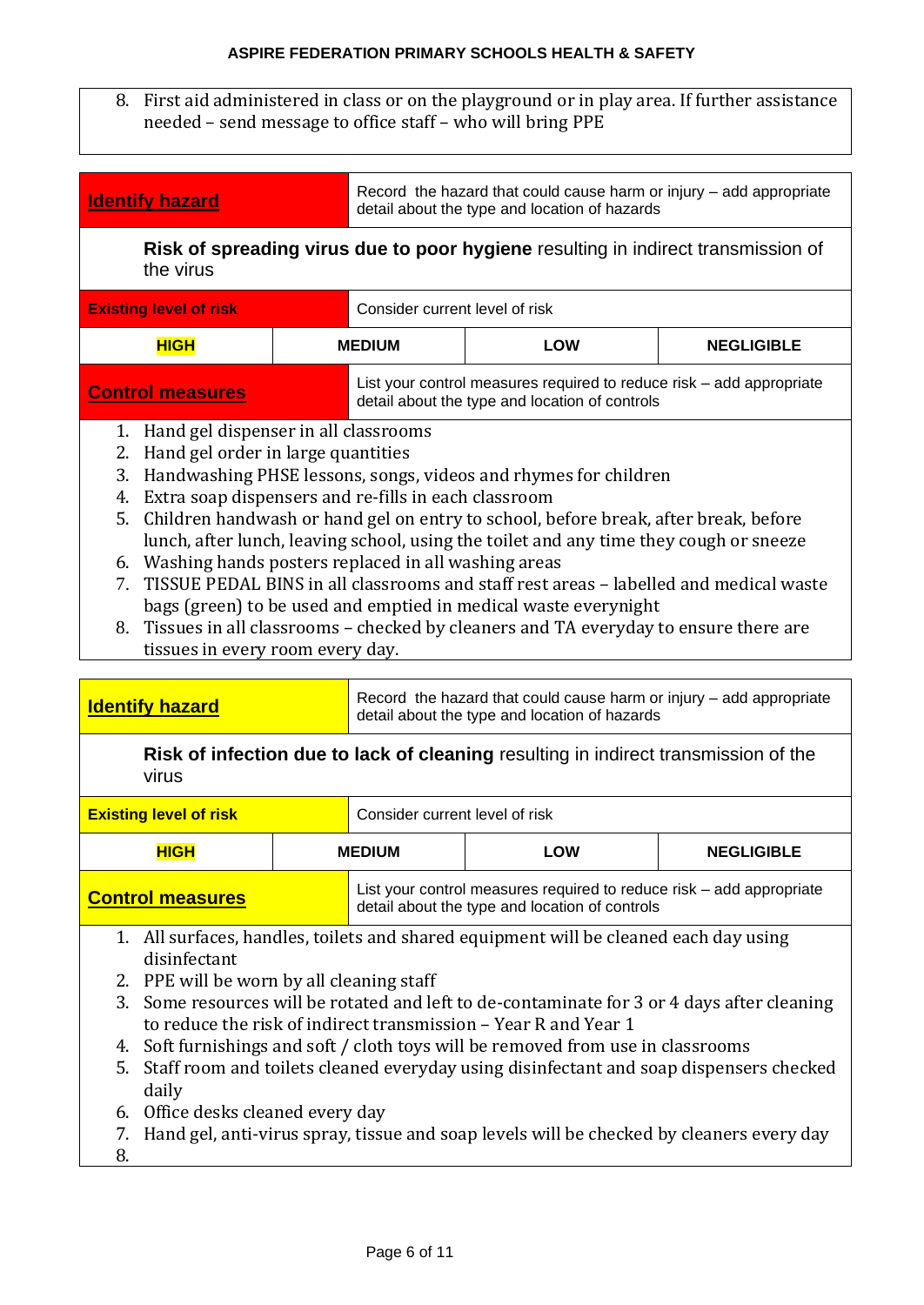8. First aid administered in class or on the playground or in play area. If further assistance needed – send message to office staff – who will bring PPE

| **Identify hazard** | Record the hazard that could cause harm or injury – add appropriate detail about the type and location of hazards | | |
|---|---|---|---|
| **Risk of spreading virus due to poor hygiene** resulting in indirect transmission of the virus | | | |
| **Existing level of risk** | Consider current level of risk | | |
| **HIGH** | **MEDIUM** | **LOW** | **NEGLIGIBLE** |
| **Control measures** | List your control measures required to reduce risk – add appropriate detail about the type and location of controls | | |

1. Hand gel dispenser in all classrooms
2. Hand gel order in large quantities
3. Handwashing PHSE lessons, songs, videos and rhymes for children
4. Extra soap dispensers and re-fills in each classroom
5. Children handwash or hand gel on entry to school, before break, after break, before lunch, after lunch, leaving school, using the toilet and any time they cough or sneeze
6. Washing hands posters replaced in all washing areas
7. TISSUE PEDAL BINS in all classrooms and staff rest areas – labelled and medical waste bags (green) to be used and emptied in medical waste everynight
8. Tissues in all classrooms – checked by cleaners and TA everyday to ensure there are tissues in every room every day.

| **Identify hazard** | Record the hazard that could cause harm or injury – add appropriate detail about the type and location of hazards | | |
|---|---|---|---|
| **Risk of infection due to lack of cleaning** resulting in indirect transmission of the virus | | | |
| **Existing level of risk** | Consider current level of risk | | |
| **HIGH** | **MEDIUM** | **LOW** | **NEGLIGIBLE** |
| **Control measures** | List your control measures required to reduce risk – add appropriate detail about the type and location of controls | | |

1. All surfaces, handles, toilets and shared equipment will be cleaned each day using disinfectant
2. PPE will be worn by all cleaning staff
3. Some resources will be rotated and left to de-contaminate for 3 or 4 days after cleaning to reduce the risk of indirect transmission – Year R and Year 1
4. Soft furnishings and soft / cloth toys will be removed from use in classrooms
5. Staff room and toilets cleaned everyday using disinfectant and soap dispensers checked daily
6. Office desks cleaned every day
7. Hand gel, anti-virus spray, tissue and soap levels will be checked by cleaners every day
8.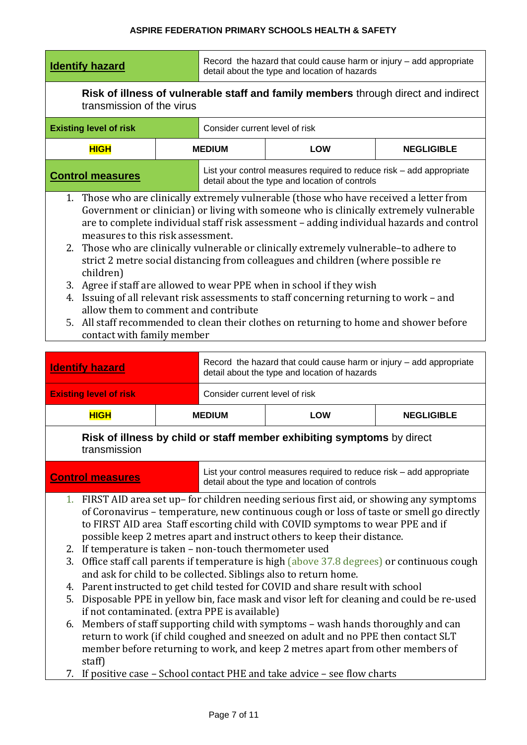| **Identify hazard** | Record the hazard that could cause harm or injury – add appropriate detail about the type and location of hazards | | |
|---|---|---|---|
| **Risk of illness of vulnerable staff and family members** through direct and indirect transmission of the virus | | | |
| **Existing level of risk** | Consider current level of risk | | |
| **HIGH** | **MEDIUM** | **LOW** | **NEGLIGIBLE** |
| **Control measures** | List your control measures required to reduce risk – add appropriate detail about the type and location of controls | | |

1. Those who are clinically extremely vulnerable (those who have received a letter from Government or clinician) or living with someone who is clinically extremely vulnerable are to complete individual staff risk assessment – adding individual hazards and control measures to this risk assessment.
2. Those who are clinically vulnerable or clinically extremely vulnerable–to adhere to strict 2 metre social distancing from colleagues and children (where possible re children)
3. Agree if staff are allowed to wear PPE when in school if they wish
4. Issuing of all relevant risk assessments to staff concerning returning to work – and allow them to comment and contribute
5. All staff recommended to clean their clothes on returning to home and shower before contact with family member

| **Identify hazard** | Record the hazard that could cause harm or injury – add appropriate detail about the type and location of hazards | | |
|---|---|---|---|
| **Existing level of risk** | Consider current level of risk | | |
| **HIGH** | **MEDIUM** | **LOW** | **NEGLIGIBLE** |
| **Risk of illness by child or staff member exhibiting symptoms** by direct transmission | | | |
| **Control measures** | List your control measures required to reduce risk – add appropriate detail about the type and location of controls | | |

1. FIRST AID area set up– for children needing serious first aid, or showing any symptoms of Coronavirus – temperature, new continuous cough or loss of taste or smell go directly to FIRST AID area Staff escorting child with COVID symptoms to wear PPE and if possible keep 2 metres apart and instruct others to keep their distance.
2. If temperature is taken – non-touch thermometer used
3. Office staff call parents if temperature is high (above 37.8 degrees) or continuous cough and ask for child to be collected. Siblings also to return home.
4. Parent instructed to get child tested for COVID and share result with school
5. Disposable PPE in yellow bin, face mask and visor left for cleaning and could be re-used if not contaminated. (extra PPE is available)
6. Members of staff supporting child with symptoms – wash hands thoroughly and can return to work (if child coughed and sneezed on adult and no PPE then contact SLT member before returning to work, and keep 2 metres apart from other members of staff)
7. If positive case – School contact PHE and take advice – see flow charts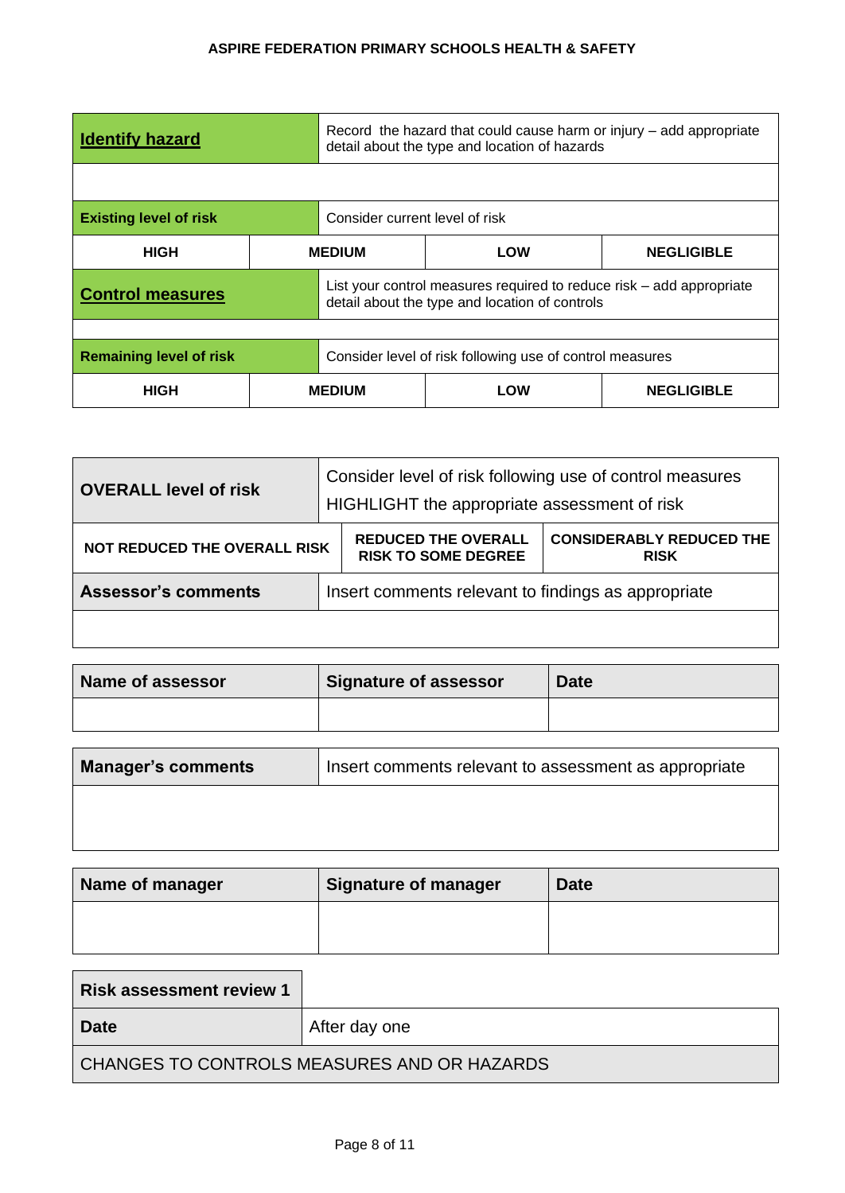| | | | |
|---|---|---|---|
| **Identify hazard** | Record the hazard that could cause harm or injury – add appropriate detail about the type and location of hazards | | |
| | | | |
| **Existing level of risk** | Consider current level of risk | | |
| **HIGH** | **MEDIUM** | **LOW** | **NEGLIGIBLE** |
| **Control measures** | List your control measures required to reduce risk – add appropriate detail about the type and location of controls | | |
| | | | |
| **Remaining level of risk** | Consider level of risk following use of control measures | | |
| **HIGH** | **MEDIUM** | **LOW** | **NEGLIGIBLE** |

| | | |
|---|---|---|
| **OVERALL level of risk** | Consider level of risk following use of control measures<br>HIGHLIGHT the appropriate assessment of risk | |
| **NOT REDUCED THE OVERALL RISK** | **REDUCED THE OVERALL RISK TO SOME DEGREE** | **CONSIDERABLY REDUCED THE RISK** |
| **Assessor's comments** | Insert comments relevant to findings as appropriate | |
| | | |

| Name of assessor | Signature of assessor | Date |
|---|---|---|
| | | |

| | |
|---|---|
| **Manager's comments** | Insert comments relevant to assessment as appropriate |
| | |

| Name of manager | Signature of manager | Date |
|---|---|---|
| | | |

| | |
|---|---|
| **Risk assessment review 1** | |
| **Date** | After day one |
| CHANGES TO CONTROLS MEASURES AND OR HAZARDS | |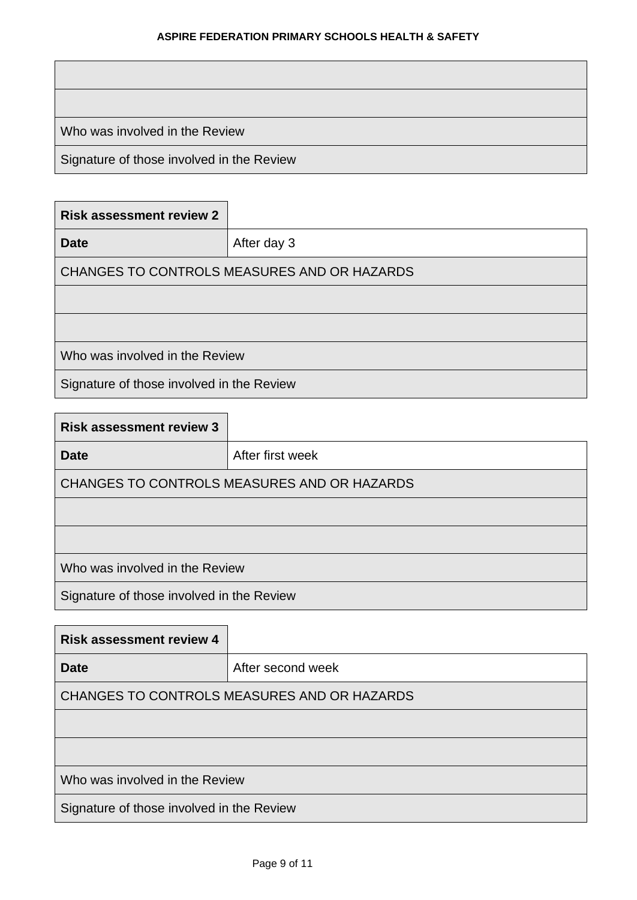| |
|---|
| |
| |
| Who was involved in the Review |
| Signature of those involved in the Review |

| **Risk assessment review 2** | |
|---|---|
| **Date** | After day 3 |
| CHANGES TO CONTROLS MEASURES AND OR HAZARDS | |
| | |
| | |
| Who was involved in the Review | |
| Signature of those involved in the Review | |

| **Risk assessment review 3** | |
|---|---|
| **Date** | After first week |
| CHANGES TO CONTROLS MEASURES AND OR HAZARDS | |
| | |
| | |
| Who was involved in the Review | |
| Signature of those involved in the Review | |

| **Risk assessment review 4** | |
|---|---|
| **Date** | After second week |
| CHANGES TO CONTROLS MEASURES AND OR HAZARDS | |
| | |
| | |
| Who was involved in the Review | |
| Signature of those involved in the Review | |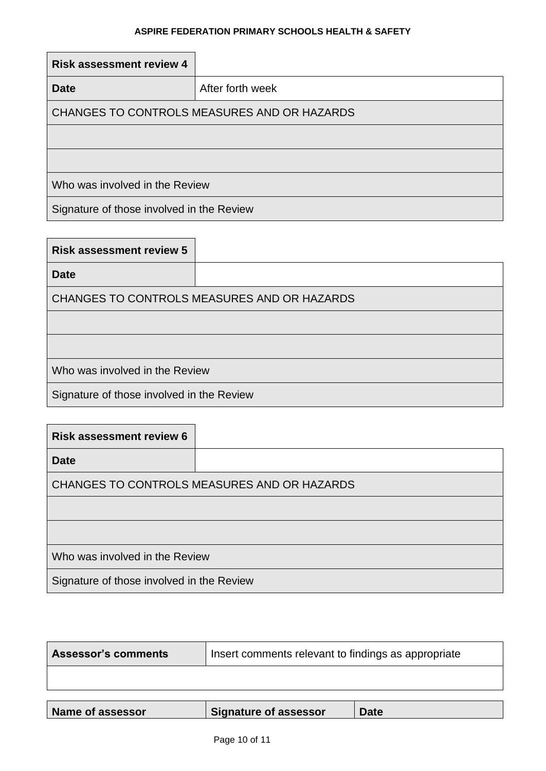| Risk assessment review 4 | |
|---|---|
| **Date** | After forth week |
| CHANGES TO CONTROLS MEASURES AND OR HAZARDS | |
| | |
| | |
| Who was involved in the Review | |
| Signature of those involved in the Review | |

| Risk assessment review 5 | |
|---|---|
| **Date** | |
| CHANGES TO CONTROLS MEASURES AND OR HAZARDS | |
| | |
| | |
| Who was involved in the Review | |
| Signature of those involved in the Review | |

| Risk assessment review 6 | |
|---|---|
| **Date** | |
| CHANGES TO CONTROLS MEASURES AND OR HAZARDS | |
| | |
| | |
| Who was involved in the Review | |
| Signature of those involved in the Review | |

| Assessor's comments | Insert comments relevant to findings as appropriate |
|---|---|
| | |

| Name of assessor | Signature of assessor | Date |
|---|---|---|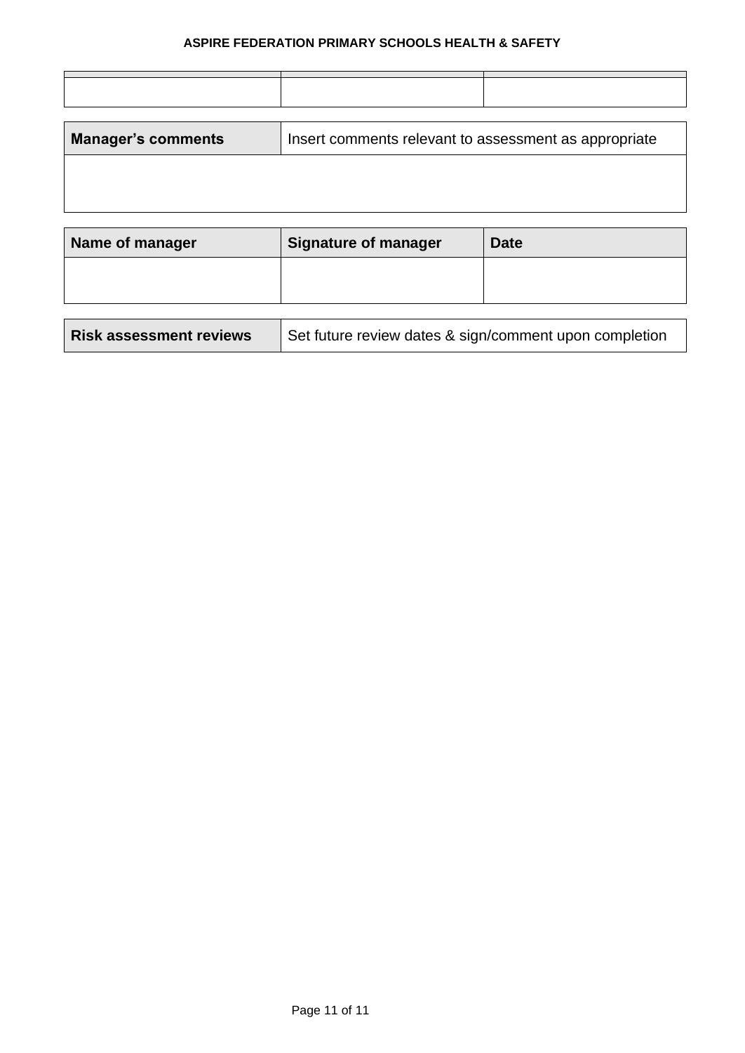| | | |
|---|---|---|
| | | |

| Manager's comments | Insert comments relevant to assessment as appropriate |
|---|---|
| | |

| Name of manager | Signature of manager | Date |
|---|---|---|
| | | |

| Risk assessment reviews | Set future review dates & sign/comment upon completion |
|---|---|